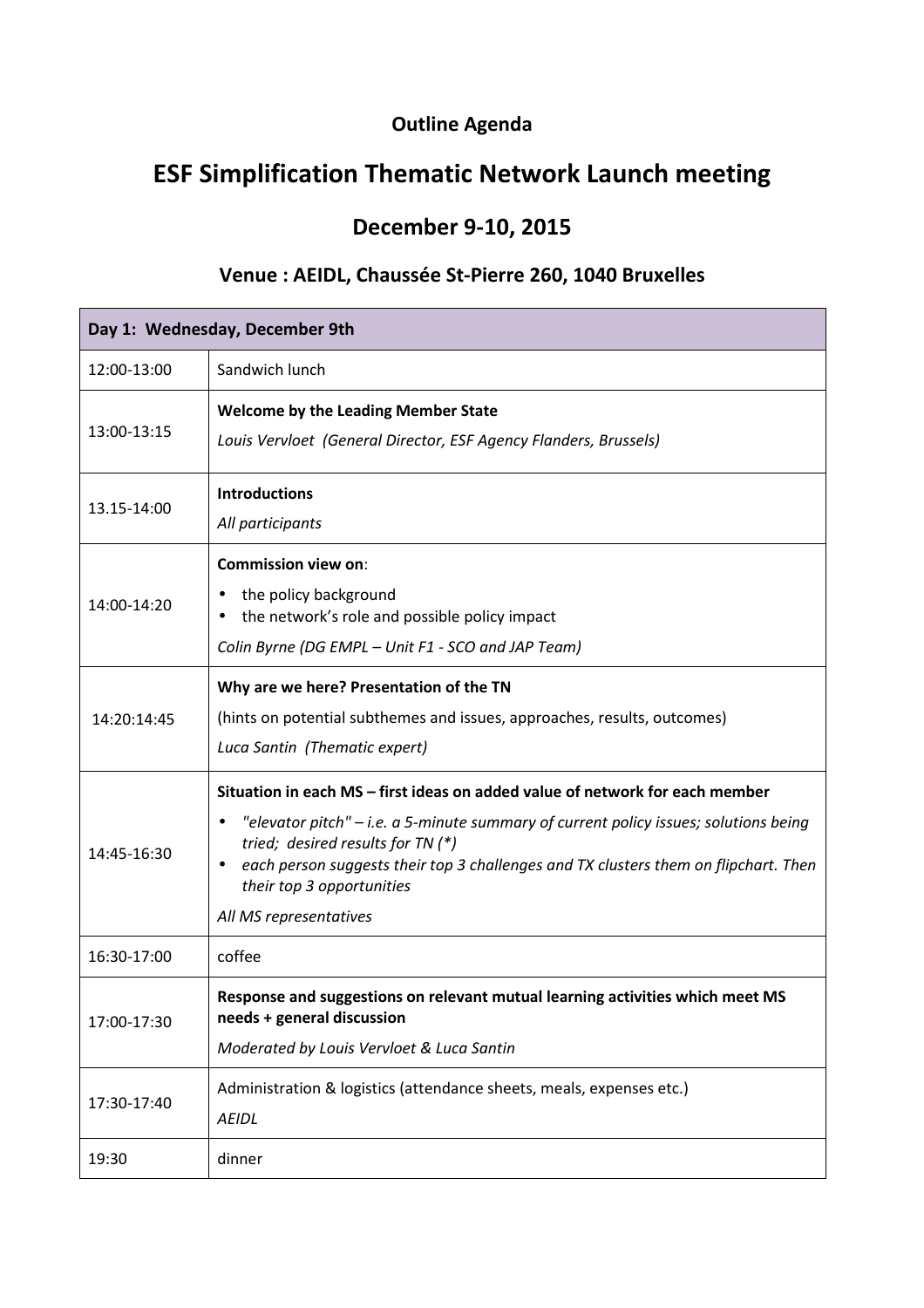**Outline Agenda**

# ESF Simplification Thematic Network Launch meeting

## December 9-10, 2015

### Venue : AEIDL, Chaussée St-Pierre 260, 1040 Bruxelles

| **Day 1: Wednesday, December 9th** | |
|---|---|
| 12:00-13:00 | Sandwich lunch |
| 13:00-13:15 | **Welcome by the Leading Member State**<br>*Louis Vervloet (General Director, ESF Agency Flanders, Brussels)* |
| 13.15-14:00 | **Introductions**<br>*All participants* |
| 14:00-14:20 | **Commission view on**:<br>• the policy background<br>• the network's role and possible policy impact<br>*Colin Byrne (DG EMPL – Unit F1 - SCO and JAP Team)* |
| 14:20:14:45 | **Why are we here? Presentation of the TN**<br>(hints on potential subthemes and issues, approaches, results, outcomes)<br>*Luca Santin (Thematic expert)* |
| 14:45-16:30 | **Situation in each MS – first ideas on added value of network for each member**<br>• *"elevator pitch" – i.e. a 5-minute summary of current policy issues; solutions being tried; desired results for TN (*)*<br>• *each person suggests their top 3 challenges and TX clusters them on flipchart. Then their top 3 opportunities*<br>*All MS representatives* |
| 16:30-17:00 | coffee |
| 17:00-17:30 | **Response and suggestions on relevant mutual learning activities which meet MS needs + general discussion**<br>*Moderated by Louis Vervloet & Luca Santin* |
| 17:30-17:40 | Administration & logistics (attendance sheets, meals, expenses etc.)<br>*AEIDL* |
| 19:30 | dinner |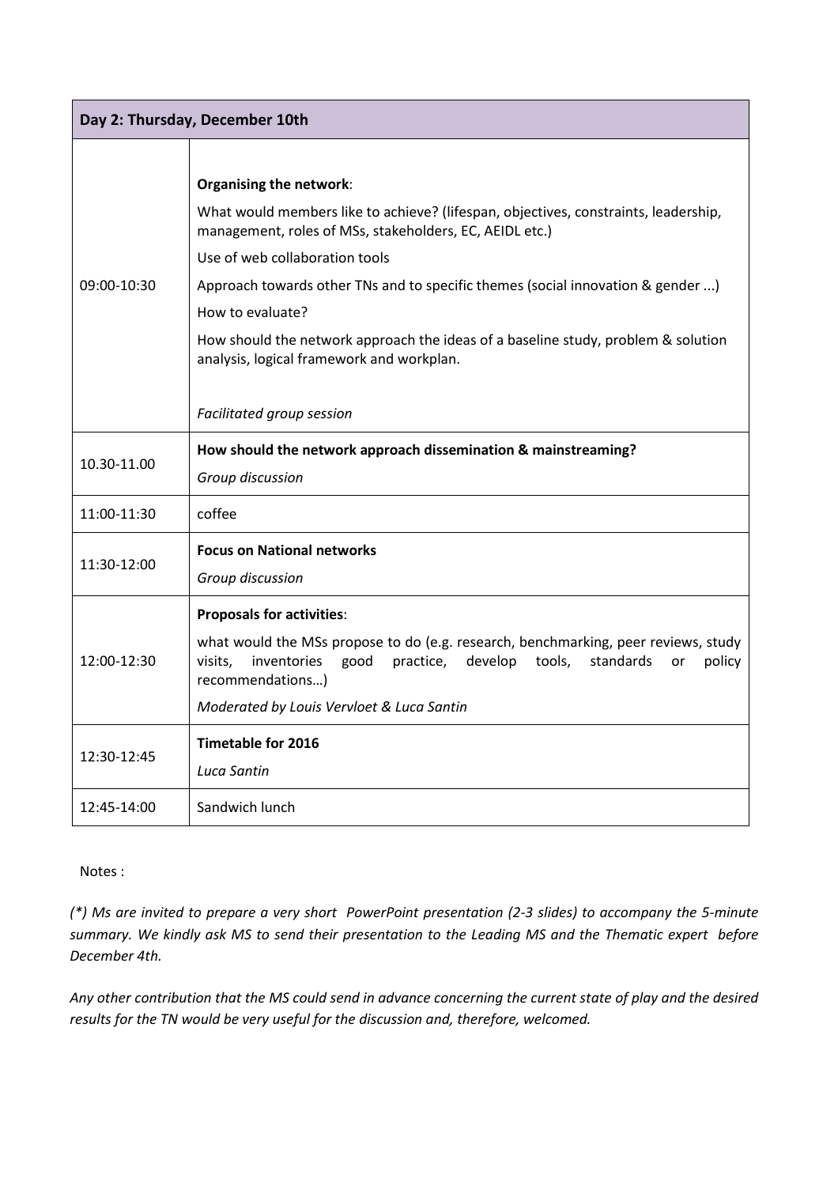| Day 2: Thursday, December 10th | |
|---|---|
| 09:00-10:30 | **Organising the network**:<br>What would members like to achieve? (lifespan, objectives, constraints, leadership, management, roles of MSs, stakeholders, EC, AEIDL etc.)<br>Use of web collaboration tools<br>Approach towards other TNs and to specific themes (social innovation & gender ...)<br>How to evaluate?<br>How should the network approach the ideas of a baseline study, problem & solution analysis, logical framework and workplan.<br>*Facilitated group session* |
| 10.30-11.00 | **How should the network approach dissemination & mainstreaming?**<br>*Group discussion* |
| 11:00-11:30 | coffee |
| 11:30-12:00 | **Focus on National networks**<br>*Group discussion* |
| 12:00-12:30 | **Proposals for activities**:<br>what would the MSs propose to do (e.g. research, benchmarking, peer reviews, study visits, inventories good practice, develop tools, standards or policy recommendations…)<br>*Moderated by Louis Vervloet & Luca Santin* |
| 12:30-12:45 | **Timetable for 2016**<br>*Luca Santin* |
| 12:45-14:00 | Sandwich lunch |

Notes :

*(\*) Ms are invited to prepare a very short PowerPoint presentation (2-3 slides) to accompany the 5-minute summary. We kindly ask MS to send their presentation to the Leading MS and the Thematic expert before December 4th.*

*Any other contribution that the MS could send in advance concerning the current state of play and the desired results for the TN would be very useful for the discussion and, therefore, welcomed.*